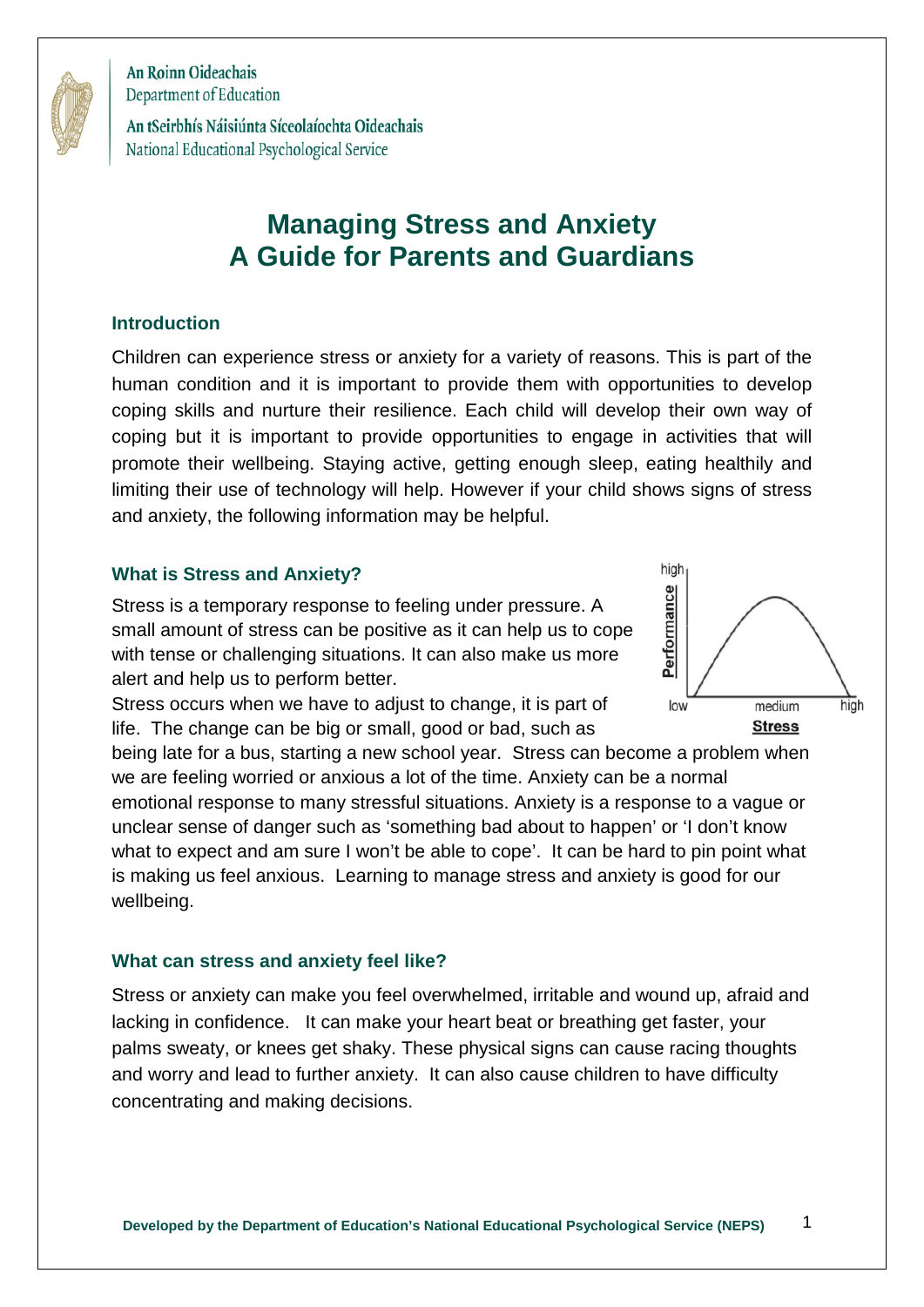An Roinn Oideachais
Department of Education

An tSeirbhís Náisiúnta Síceolaíochta Oideachais
National Educational Psychological Service

# Managing Stress and Anxiety
# A Guide for Parents and Guardians

## Introduction

Children can experience stress or anxiety for a variety of reasons. This is part of the human condition and it is important to provide them with opportunities to develop coping skills and nurture their resilience. Each child will develop their own way of coping but it is important to provide opportunities to engage in activities that will promote their wellbeing. Staying active, getting enough sleep, eating healthily and limiting their use of technology will help. However if your child shows signs of stress and anxiety, the following information may be helpful.

## What is Stress and Anxiety?

Stress is a temporary response to feeling under pressure. A small amount of stress can be positive as it can help us to cope with tense or challenging situations. It can also make us more alert and help us to perform better.

Stress occurs when we have to adjust to change, it is part of life. The change can be big or small, good or bad, such as being late for a bus, starting a new school year. Stress can become a problem when we are feeling worried or anxious a lot of the time. Anxiety can be a normal emotional response to many stressful situations. Anxiety is a response to a vague or unclear sense of danger such as 'something bad about to happen' or 'I don't know what to expect and am sure I won't be able to cope'. It can be hard to pin point what is making us feel anxious. Learning to manage stress and anxiety is good for our wellbeing.

## What can stress and anxiety feel like?

Stress or anxiety can make you feel overwhelmed, irritable and wound up, afraid and lacking in confidence. It can make your heart beat or breathing get faster, your palms sweaty, or knees get shaky. These physical signs can cause racing thoughts and worry and lead to further anxiety. It can also cause children to have difficulty concentrating and making decisions.

**Developed by the Department of Education's National Educational Psychological Service (NEPS)**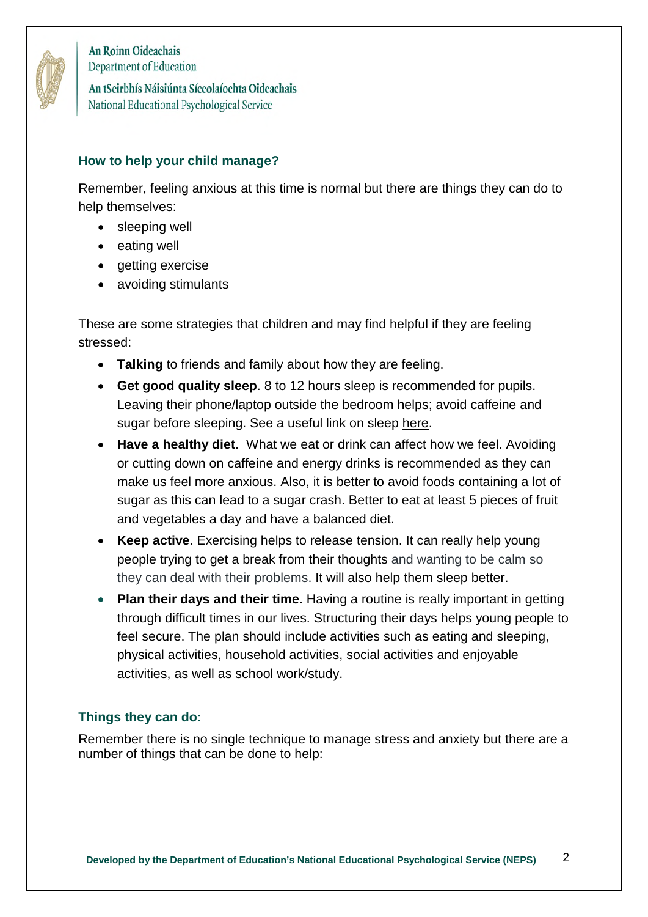## How to help your child manage?

Remember, feeling anxious at this time is normal but there are things they can do to help themselves:

- sleeping well
- eating well
- getting exercise
- avoiding stimulants

These are some strategies that children and may find helpful if they are feeling stressed:

- **Talking** to friends and family about how they are feeling.
- **Get good quality sleep**. 8 to 12 hours sleep is recommended for pupils. Leaving their phone/laptop outside the bedroom helps; avoid caffeine and sugar before sleeping. See a useful link on sleep here.
- **Have a healthy diet**. What we eat or drink can affect how we feel. Avoiding or cutting down on caffeine and energy drinks is recommended as they can make us feel more anxious. Also, it is better to avoid foods containing a lot of sugar as this can lead to a sugar crash. Better to eat at least 5 pieces of fruit and vegetables a day and have a balanced diet.
- **Keep active**. Exercising helps to release tension. It can really help young people trying to get a break from their thoughts and wanting to be calm so they can deal with their problems. It will also help them sleep better.
- **Plan their days and their time**. Having a routine is really important in getting through difficult times in our lives. Structuring their days helps young people to feel secure. The plan should include activities such as eating and sleeping, physical activities, household activities, social activities and enjoyable activities, as well as school work/study.

## Things they can do:

Remember there is no single technique to manage stress and anxiety but there are a number of things that can be done to help: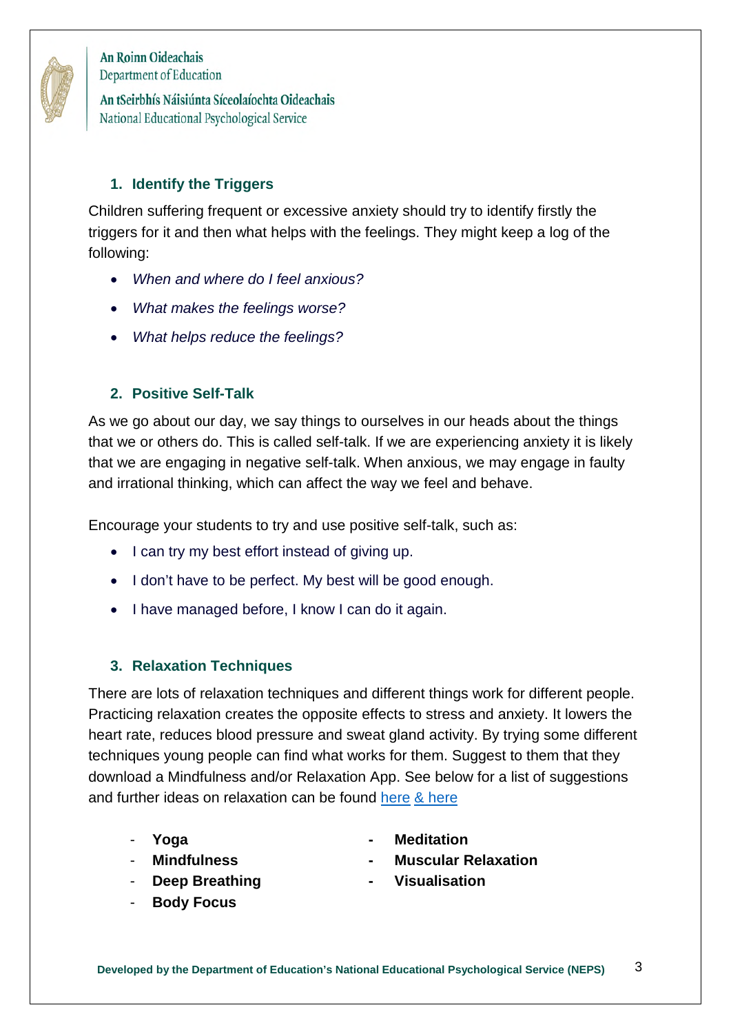## 1. Identify the Triggers

Children suffering frequent or excessive anxiety should try to identify firstly the triggers for it and then what helps with the feelings. They might keep a log of the following:

- *When and where do I feel anxious?*
- *What makes the feelings worse?*
- *What helps reduce the feelings?*

## 2. Positive Self-Talk

As we go about our day, we say things to ourselves in our heads about the things that we or others do. This is called self-talk. If we are experiencing anxiety it is likely that we are engaging in negative self-talk. When anxious, we may engage in faulty and irrational thinking, which can affect the way we feel and behave.

Encourage your students to try and use positive self-talk, such as:

- I can try my best effort instead of giving up.
- I don't have to be perfect. My best will be good enough.
- I have managed before, I know I can do it again.

## 3. Relaxation Techniques

There are lots of relaxation techniques and different things work for different people. Practicing relaxation creates the opposite effects to stress and anxiety. It lowers the heart rate, reduces blood pressure and sweat gland activity. By trying some different techniques young people can find what works for them. Suggest to them that they download a Mindfulness and/or Relaxation App. See below for a list of suggestions and further ideas on relaxation can be found here & here

- **Yoga**
- **Mindfulness**
- **Deep Breathing**
- **Body Focus**
- **Meditation**
- **Muscular Relaxation**
- **Visualisation**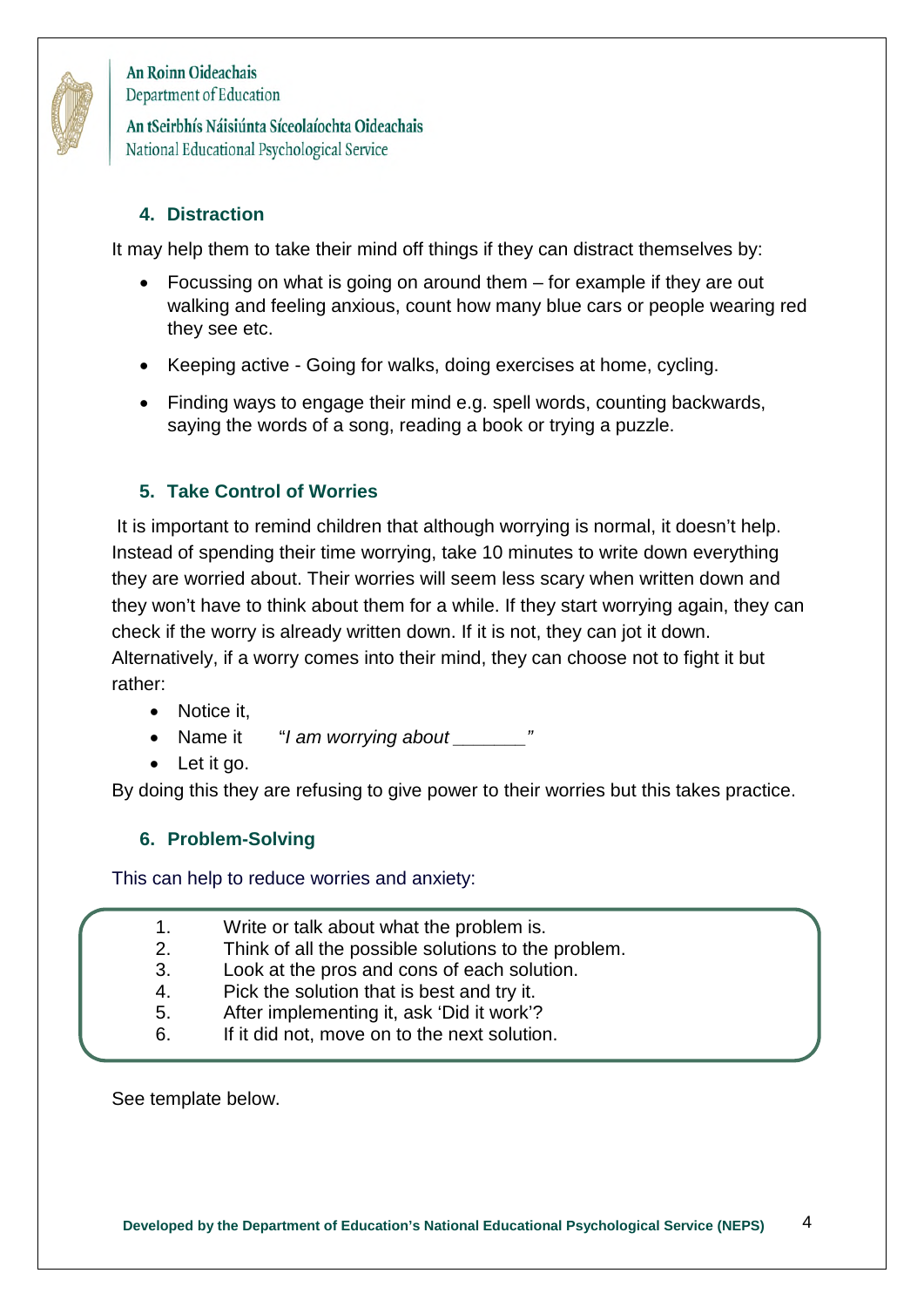## 4. Distraction

It may help them to take their mind off things if they can distract themselves by:

- Focussing on what is going on around them – for example if they are out walking and feeling anxious, count how many blue cars or people wearing red they see etc.
- Keeping active - Going for walks, doing exercises at home, cycling.
- Finding ways to engage their mind e.g. spell words, counting backwards, saying the words of a song, reading a book or trying a puzzle.

## 5. Take Control of Worries

It is important to remind children that although worrying is normal, it doesn't help. Instead of spending their time worrying, take 10 minutes to write down everything they are worried about. Their worries will seem less scary when written down and they won't have to think about them for a while. If they start worrying again, they can check if the worry is already written down. If it is not, they can jot it down. Alternatively, if a worry comes into their mind, they can choose not to fight it but rather:

- Notice it,
- Name it "*I am worrying about _______*"
- Let it go.

By doing this they are refusing to give power to their worries but this takes practice.

## 6. Problem-Solving

This can help to reduce worries and anxiety:

1. Write or talk about what the problem is.
2. Think of all the possible solutions to the problem.
3. Look at the pros and cons of each solution.
4. Pick the solution that is best and try it.
5. After implementing it, ask 'Did it work'?
6. If it did not, move on to the next solution.

See template below.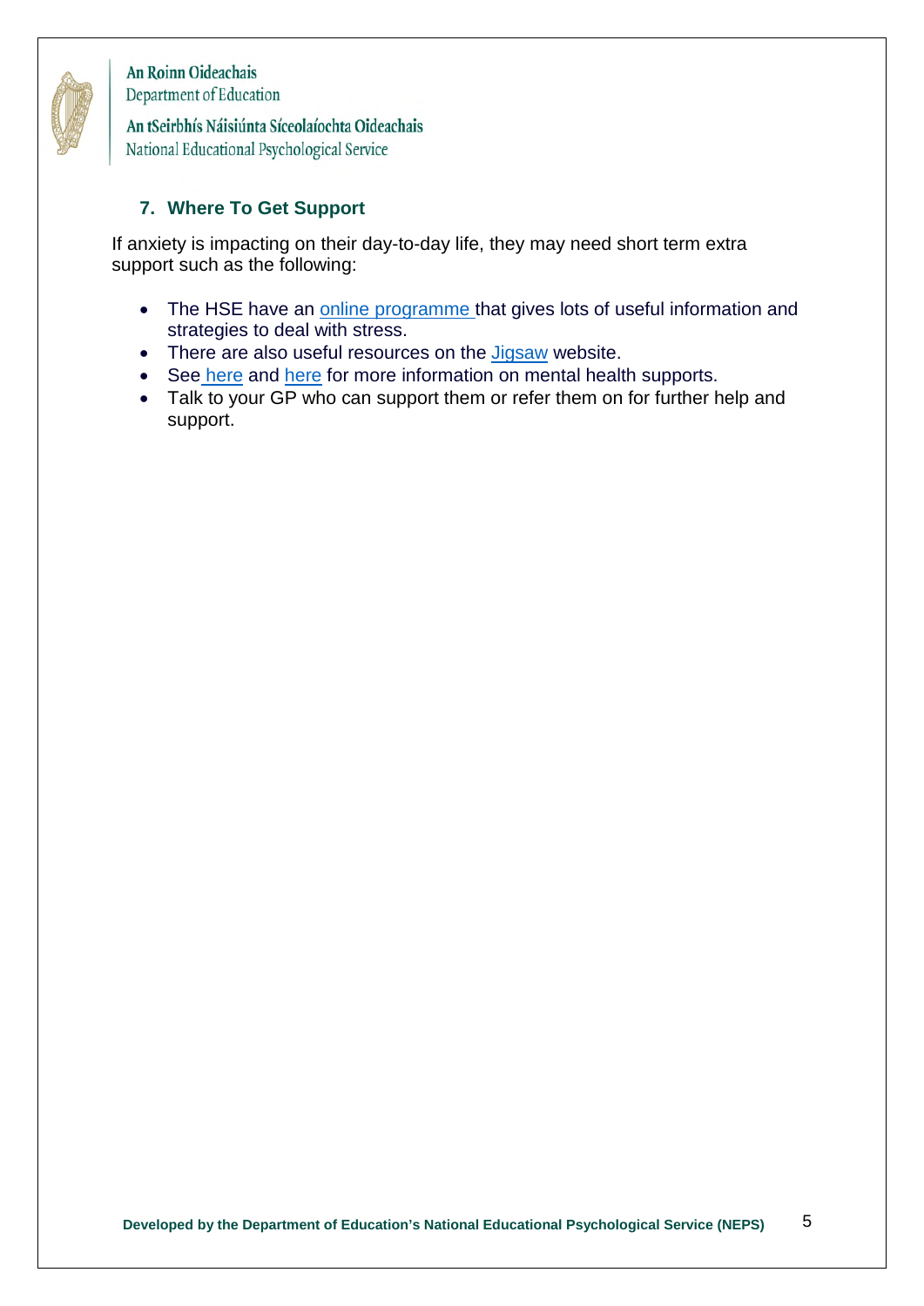## 7. Where To Get Support

If anxiety is impacting on their day-to-day life, they may need short term extra support such as the following:

- The HSE have an online programme that gives lots of useful information and strategies to deal with stress.
- There are also useful resources on the Jigsaw website.
- See here and here for more information on mental health supports.
- Talk to your GP who can support them or refer them on for further help and support.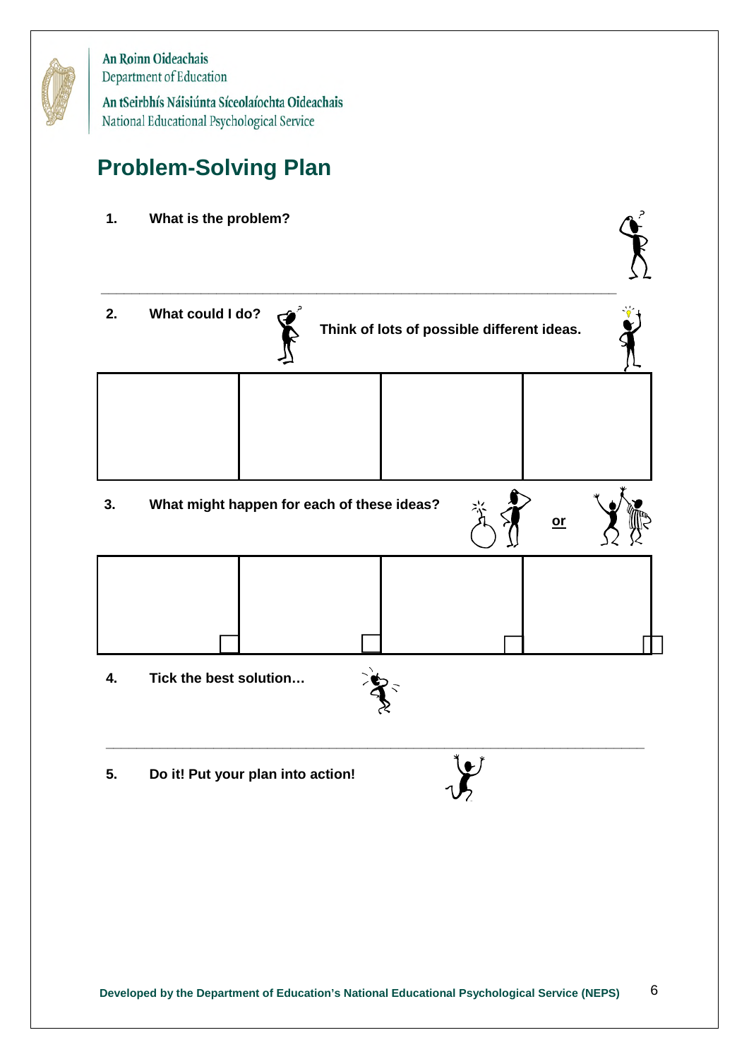An Roinn Oideachais
Department of Education
An tSeirbhís Náisiúnta Síceolaíochta Oideachais
National Educational Psychological Service

# Problem-Solving Plan

1. **What is the problem?**

---

2. **What could I do?** **Think of lots of possible different ideas.**

| | | | |
|---|---|---|---|
| | | | |

3. **What might happen for each of these ideas?** **or**

| | | | |
|---|---|---|---|
| ☐ | ☐ | ☐ | ☐ |

4. **Tick the best solution…**

---

5. **Do it! Put your plan into action!**

**Developed by the Department of Education's National Educational Psychological Service (NEPS)**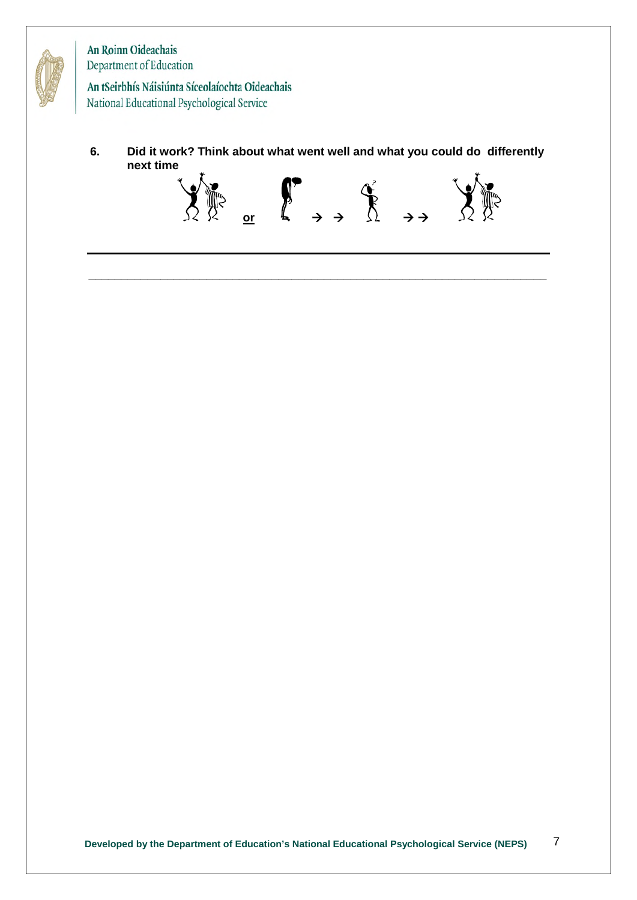**6. Did it work? Think about what went well and what you could do differently next time**

**or** → → → →

___________________________________________________________________________